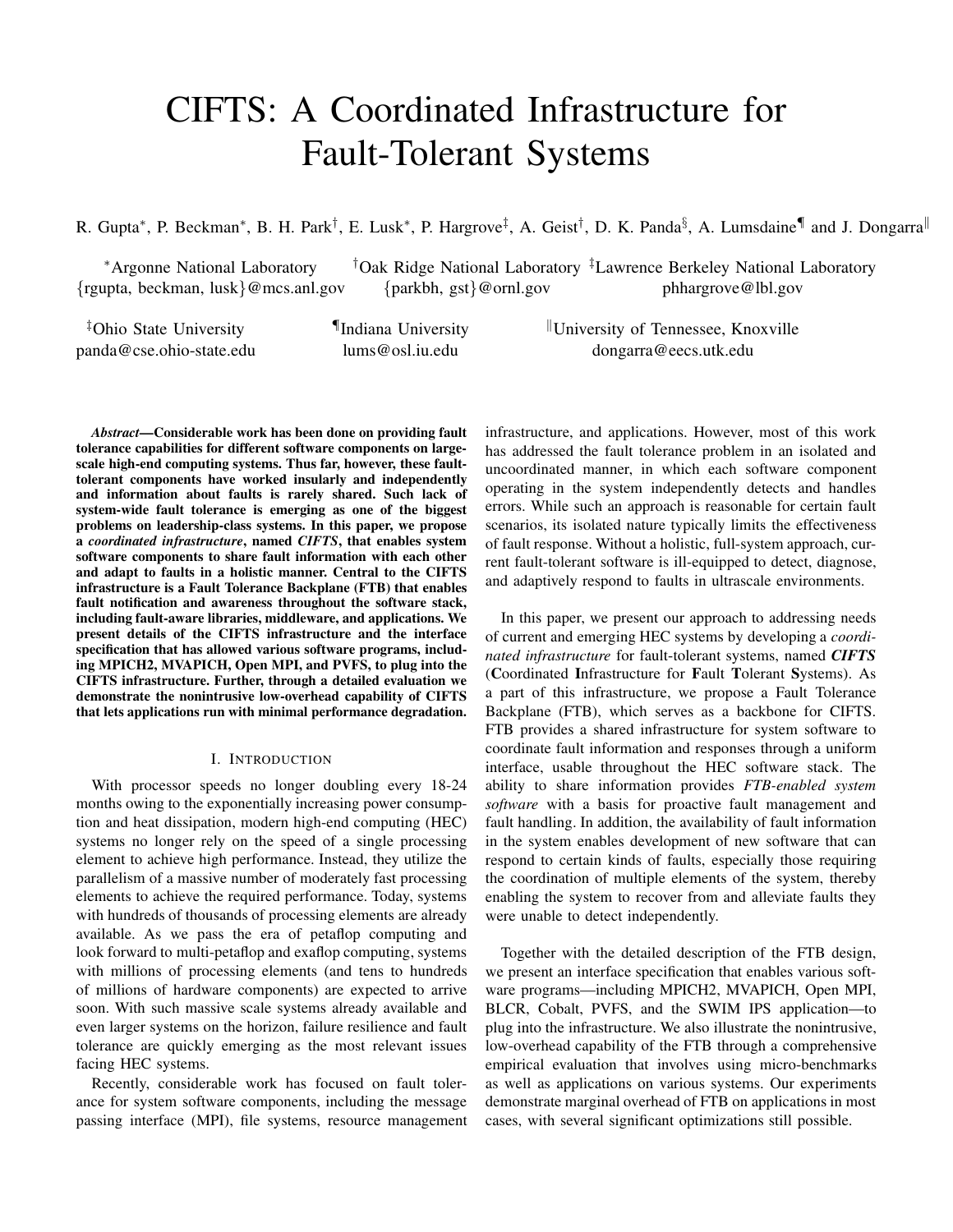# CIFTS: A Coordinated Infrastructure for Fault-Tolerant Systems

R. Gupta[*], P. Beckman[*], B. H. Park[†], E. Lusk[*], P. Hargrove[‡], A. Geist[†], D. K. Panda[§], A. Lumsdaine[¶] and J. Dongarra[‖]

[*]Argonne National Laboratory {rgupta, beckman, lusk}@mcs.anl.gov
[†]Oak Ridge National Laboratory {parkbh, gst}@ornl.gov
[‡]Lawrence Berkeley National Laboratory phhargrove@lbl.gov

[‡]Ohio State University panda@cse.ohio-state.edu
[¶]Indiana University lums@osl.iu.edu
[‖]University of Tennessee, Knoxville dongarra@eecs.utk.edu

***Abstract*—Considerable work has been done on providing fault tolerance capabilities for different software components on large-scale high-end computing systems. Thus far, however, these fault-tolerant components have worked insularly and independently and information about faults is rarely shared. Such lack of system-wide fault tolerance is emerging as one of the biggest problems on leadership-class systems. In this paper, we propose a *coordinated infrastructure*, named *CIFTS*, that enables system software components to share fault information with each other and adapt to faults in a holistic manner. Central to the CIFTS infrastructure is a Fault Tolerance Backplane (FTB) that enables fault notification and awareness throughout the software stack, including fault-aware libraries, middleware, and applications. We present details of the CIFTS infrastructure and the interface specification that has allowed various software programs, including MPICH2, MVAPICH, Open MPI, and PVFS, to plug into the CIFTS infrastructure. Further, through a detailed evaluation we demonstrate the nonintrusive low-overhead capability of CIFTS that lets applications run with minimal performance degradation.**

## I. Introduction

With processor speeds no longer doubling every 18-24 months owing to the exponentially increasing power consumption and heat dissipation, modern high-end computing (HEC) systems no longer rely on the speed of a single processing element to achieve high performance. Instead, they utilize the parallelism of a massive number of moderately fast processing elements to achieve the required performance. Today, systems with hundreds of thousands of processing elements are already available. As we pass the era of petaflop computing and look forward to multi-petaflop and exaflop computing, systems with millions of processing elements (and tens to hundreds of millions of hardware components) are expected to arrive soon. With such massive scale systems already available and even larger systems on the horizon, failure resilience and fault tolerance are quickly emerging as the most relevant issues facing HEC systems.

Recently, considerable work has focused on fault tolerance for system software components, including the message passing interface (MPI), file systems, resource management infrastructure, and applications. However, most of this work has addressed the fault tolerance problem in an isolated and uncoordinated manner, in which each software component operating in the system independently detects and handles errors. While such an approach is reasonable for certain fault scenarios, its isolated nature typically limits the effectiveness of fault response. Without a holistic, full-system approach, current fault-tolerant software is ill-equipped to detect, diagnose, and adaptively respond to faults in ultrascale environments.

In this paper, we present our approach to addressing needs of current and emerging HEC systems by developing a *coordinated infrastructure* for fault-tolerant systems, named ***CIFTS*** (**C**oordinated **I**nfrastructure for **F**ault **T**olerant **S**ystems). As a part of this infrastructure, we propose a Fault Tolerance Backplane (FTB), which serves as a backbone for CIFTS. FTB provides a shared infrastructure for system software to coordinate fault information and responses through a uniform interface, usable throughout the HEC software stack. The ability to share information provides *FTB-enabled system software* with a basis for proactive fault management and fault handling. In addition, the availability of fault information in the system enables development of new software that can respond to certain kinds of faults, especially those requiring the coordination of multiple elements of the system, thereby enabling the system to recover from and alleviate faults they were unable to detect independently.

Together with the detailed description of the FTB design, we present an interface specification that enables various software programs—including MPICH2, MVAPICH, Open MPI, BLCR, Cobalt, PVFS, and the SWIM IPS application—to plug into the infrastructure. We also illustrate the nonintrusive, low-overhead capability of the FTB through a comprehensive empirical evaluation that involves using micro-benchmarks as well as applications on various systems. Our experiments demonstrate marginal overhead of FTB on applications in most cases, with several significant optimizations still possible.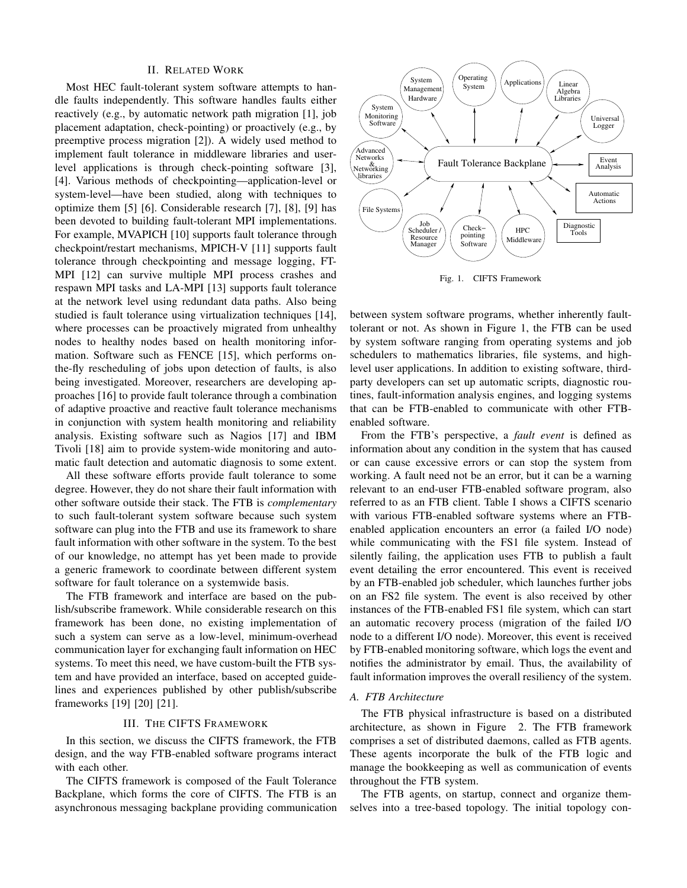## II. Related Work

Most HEC fault-tolerant system software attempts to handle faults independently. This software handles faults either reactively (e.g., by automatic network path migration [1], job placement adaptation, check-pointing) or proactively (e.g., by preemptive process migration [2]). A widely used method to implement fault tolerance in middleware libraries and user-level applications is through check-pointing software [3], [4]. Various methods of checkpointing—application-level or system-level—have been studied, along with techniques to optimize them [5] [6]. Considerable research [7], [8], [9] has been devoted to building fault-tolerant MPI implementations. For example, MVAPICH [10] supports fault tolerance through checkpoint/restart mechanisms, MPICH-V [11] supports fault tolerance through checkpointing and message logging, FT-MPI [12] can survive multiple MPI process crashes and respawn MPI tasks and LA-MPI [13] supports fault tolerance at the network level using redundant data paths. Also being studied is fault tolerance using virtualization techniques [14], where processes can be proactively migrated from unhealthy nodes to healthy nodes based on health monitoring information. Software such as FENCE [15], which performs on-the-fly rescheduling of jobs upon detection of faults, is also being investigated. Moreover, researchers are developing approaches [16] to provide fault tolerance through a combination of adaptive proactive and reactive fault tolerance mechanisms in conjunction with system health monitoring and reliability analysis. Existing software such as Nagios [17] and IBM Tivoli [18] aim to provide system-wide monitoring and automatic fault detection and automatic diagnosis to some extent.

All these software efforts provide fault tolerance to some degree. However, they do not share their fault information with other software outside their stack. The FTB is *complementary* to such fault-tolerant system software because such system software can plug into the FTB and use its framework to share fault information with other software in the system. To the best of our knowledge, no attempt has yet been made to provide a generic framework to coordinate between different system software for fault tolerance on a systemwide basis.

The FTB framework and interface are based on the publish/subscribe framework. While considerable research on this framework has been done, no existing implementation of such a system can serve as a low-level, minimum-overhead communication layer for exchanging fault information on HEC systems. To meet this need, we have custom-built the FTB system and have provided an interface, based on accepted guidelines and experiences published by other publish/subscribe frameworks [19] [20] [21].

## III. The CIFTS Framework

In this section, we discuss the CIFTS framework, the FTB design, and the way FTB-enabled software programs interact with each other.

The CIFTS framework is composed of the Fault Tolerance Backplane, which forms the core of CIFTS. The FTB is an asynchronous messaging backplane providing communication between system software programs, whether inherently fault-tolerant or not. As shown in Figure 1, the FTB can be used by system software ranging from operating systems and job schedulers to mathematics libraries, file systems, and high-level user applications. In addition to existing software, third-party developers can set up automatic scripts, diagnostic routines, fault-information analysis engines, and logging systems that can be FTB-enabled to communicate with other FTB-enabled software.

Fig. 1. CIFTS Framework

From the FTB's perspective, a *fault event* is defined as information about any condition in the system that has caused or can cause excessive errors or can stop the system from working. A fault need not be an error, but it can be a warning relevant to an end-user FTB-enabled software program, also referred to as an FTB client. Table I shows a CIFTS scenario with various FTB-enabled software systems where an FTB-enabled application encounters an error (a failed I/O node) while communicating with the FS1 file system. Instead of silently failing, the application uses FTB to publish a fault event detailing the error encountered. This event is received by an FTB-enabled job scheduler, which launches further jobs on an FS2 file system. The event is also received by other instances of the FTB-enabled FS1 file system, which can start an automatic recovery process (migration of the failed I/O node to a different I/O node). Moreover, this event is received by FTB-enabled monitoring software, which logs the event and notifies the administrator by email. Thus, the availability of fault information improves the overall resiliency of the system.

### A. FTB Architecture

The FTB physical infrastructure is based on a distributed architecture, as shown in Figure 2. The FTB framework comprises a set of distributed daemons, called as FTB agents. These agents incorporate the bulk of the FTB logic and manage the bookkeeping as well as communication of events throughout the FTB system.

The FTB agents, on startup, connect and organize themselves into a tree-based topology. The initial topology con-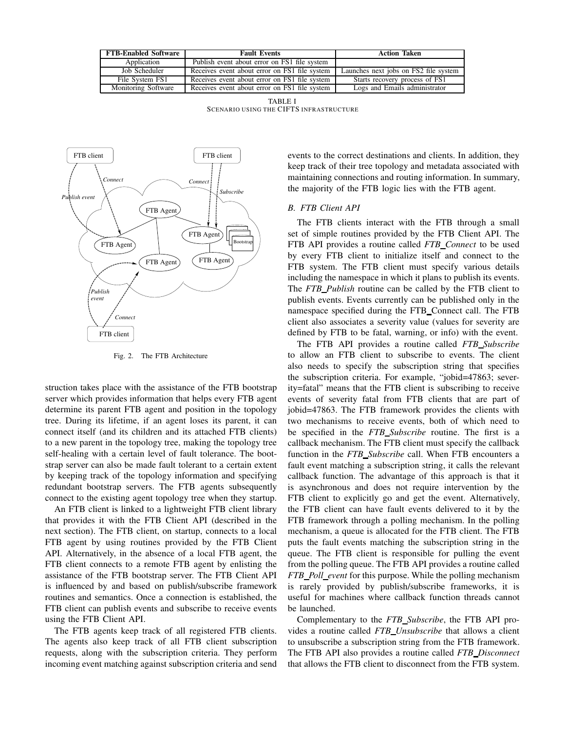| FTB-Enabled Software | Fault Events | Action Taken |
| --- | --- | --- |
| Application | Publish event about error on FS1 file system | |
| Job Scheduler | Receives event about error on FS1 file system | Launches next jobs on FS2 file system |
| File System FS1 | Receives event about error on FS1 file system | Starts recovery process of FS1 |
| Monitoring Software | Receives event about error on FS1 file system | Logs and Emails administrator |

TABLE I
SCENARIO USING THE CIFTS INFRASTRUCTURE

Fig. 2. The FTB Architecture

struction takes place with the assistance of the FTB bootstrap server which provides information that helps every FTB agent determine its parent FTB agent and position in the topology tree. During its lifetime, if an agent loses its parent, it can connect itself (and its children and its attached FTB clients) to a new parent in the topology tree, making the topology tree self-healing with a certain level of fault tolerance. The bootstrap server can also be made fault tolerant to a certain extent by keeping track of the topology information and specifying redundant bootstrap servers. The FTB agents subsequently connect to the existing agent topology tree when they startup.

An FTB client is linked to a lightweight FTB client library that provides it with the FTB Client API (described in the next section). The FTB client, on startup, connects to a local FTB agent by using routines provided by the FTB Client API. Alternatively, in the absence of a local FTB agent, the FTB client connects to a remote FTB agent by enlisting the assistance of the FTB bootstrap server. The FTB Client API is influenced by and based on publish/subscribe framework routines and semantics. Once a connection is established, the FTB client can publish events and subscribe to receive events using the FTB Client API.

The FTB agents keep track of all registered FTB clients. The agents also keep track of all FTB client subscription requests, along with the subscription criteria. They perform incoming event matching against subscription criteria and send events to the correct destinations and clients. In addition, they keep track of their tree topology and metadata associated with maintaining connections and routing information. In summary, the majority of the FTB logic lies with the FTB agent.

### B. FTB Client API

The FTB clients interact with the FTB through a small set of simple routines provided by the FTB Client API. The FTB API provides a routine called *FTB_Connect* to be used by every FTB client to initialize itself and connect to the FTB system. The FTB client must specify various details including the namespace in which it plans to publish its events. The *FTB_Publish* routine can be called by the FTB client to publish events. Events currently can be published only in the namespace specified during the FTB_Connect call. The FTB client also associates a severity value (values for severity are defined by FTB to be fatal, warning, or info) with the event.

The FTB API provides a routine called *FTB_Subscribe* to allow an FTB client to subscribe to events. The client also needs to specify the subscription string that specifies the subscription criteria. For example, "jobid=47863; severity=fatal" means that the FTB client is subscribing to receive events of severity fatal from FTB clients that are part of jobid=47863. The FTB framework provides the clients with two mechanisms to receive events, both of which need to be specified in the *FTB_Subscribe* routine. The first is a callback mechanism. The FTB client must specify the callback function in the *FTB_Subscribe* call. When FTB encounters a fault event matching a subscription string, it calls the relevant callback function. The advantage of this approach is that it is asynchronous and does not require intervention by the FTB client to explicitly go and get the event. Alternatively, the FTB client can have fault events delivered to it by the FTB framework through a polling mechanism. In the polling mechanism, a queue is allocated for the FTB client. The FTB puts the fault events matching the subscription string in the queue. The FTB client is responsible for pulling the event from the polling queue. The FTB API provides a routine called *FTB_Poll_event* for this purpose. While the polling mechanism is rarely provided by publish/subscribe frameworks, it is useful for machines where callback function threads cannot be launched.

Complementary to the *FTB_Subscribe*, the FTB API provides a routine called *FTB_Unsubscribe* that allows a client to unsubscribe a subscription string from the FTB framework. The FTB API also provides a routine called *FTB_Disconnect* that allows the FTB client to disconnect from the FTB system.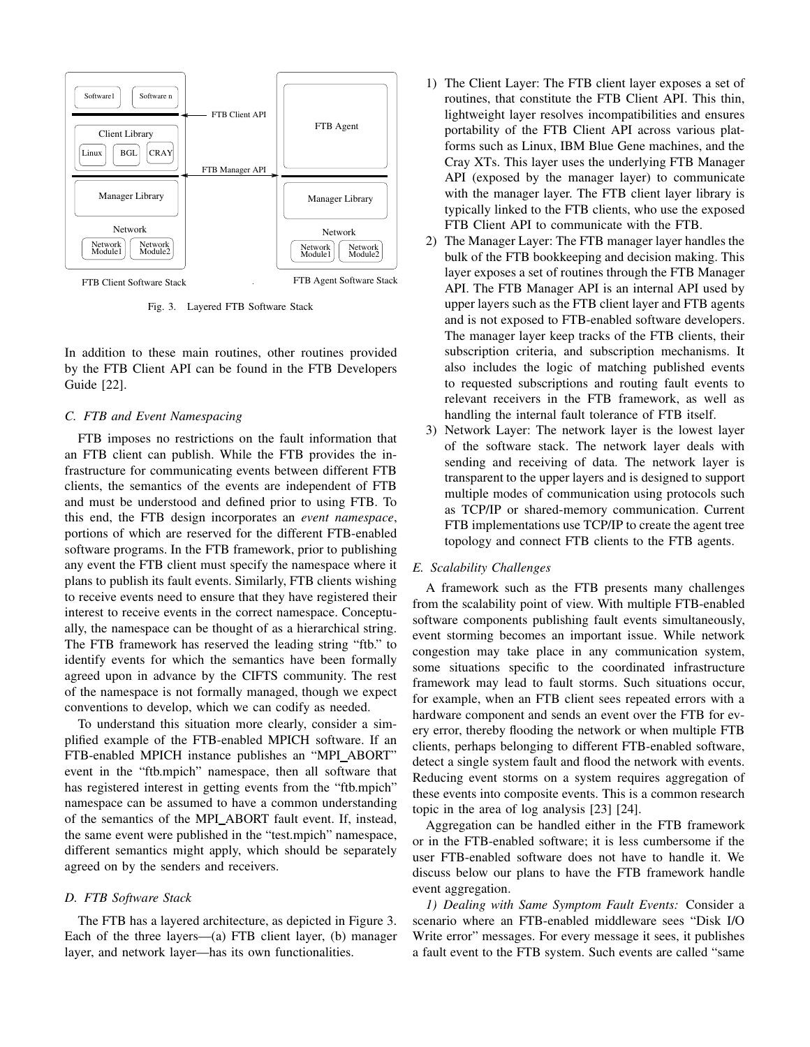FTB Client API

FTB Manager API

Software1

Software n

Client Library

Linux

BGL

CRAY

Manager Library

Network

Network Module1

Network Module2

FTB Client Software Stack

FTB Agent

Manager Library

Network

Network Module1

Network Module2

FTB Agent Software Stack

Fig. 3. Layered FTB Software Stack

In addition to these main routines, other routines provided by the FTB Client API can be found in the FTB Developers Guide [22].

### C. FTB and Event Namespacing

FTB imposes no restrictions on the fault information that an FTB client can publish. While the FTB provides the infrastructure for communicating events between different FTB clients, the semantics of the events are independent of FTB and must be understood and defined prior to using FTB. To this end, the FTB design incorporates an *event namespace*, portions of which are reserved for the different FTB-enabled software programs. In the FTB framework, prior to publishing any event the FTB client must specify the namespace where it plans to publish its fault events. Similarly, FTB clients wishing to receive events need to ensure that they have registered their interest to receive events in the correct namespace. Conceptually, the namespace can be thought of as a hierarchical string. The FTB framework has reserved the leading string "ftb." to identify events for which the semantics have been formally agreed upon in advance by the CIFTS community. The rest of the namespace is not formally managed, though we expect conventions to develop, which we can codify as needed.

To understand this situation more clearly, consider a simplified example of the FTB-enabled MPICH software. If an FTB-enabled MPICH instance publishes an "MPI_ABORT" event in the "ftb.mpich" namespace, then all software that has registered interest in getting events from the "ftb.mpich" namespace can be assumed to have a common understanding of the semantics of the MPI_ABORT fault event. If, instead, the same event were published in the "test.mpich" namespace, different semantics might apply, which should be separately agreed on by the senders and receivers.

### D. FTB Software Stack

The FTB has a layered architecture, as depicted in Figure 3. Each of the three layers—(a) FTB client layer, (b) manager layer, and network layer—has its own functionalities.

1) The Client Layer: The FTB client layer exposes a set of routines, that constitute the FTB Client API. This thin, lightweight layer resolves incompatibilities and ensures portability of the FTB Client API across various platforms such as Linux, IBM Blue Gene machines, and the Cray XTs. This layer uses the underlying FTB Manager API (exposed by the manager layer) to communicate with the manager layer. The FTB client layer library is typically linked to the FTB clients, who use the exposed FTB Client API to communicate with the FTB.
2) The Manager Layer: The FTB manager layer handles the bulk of the FTB bookkeeping and decision making. This layer exposes a set of routines through the FTB Manager API. The FTB Manager API is an internal API used by upper layers such as the FTB client layer and FTB agents and is not exposed to FTB-enabled software developers. The manager layer keep tracks of the FTB clients, their subscription criteria, and subscription mechanisms. It also includes the logic of matching published events to requested subscriptions and routing fault events to relevant receivers in the FTB framework, as well as handling the internal fault tolerance of FTB itself.
3) Network Layer: The network layer is the lowest layer of the software stack. The network layer deals with sending and receiving of data. The network layer is transparent to the upper layers and is designed to support multiple modes of communication using protocols such as TCP/IP or shared-memory communication. Current FTB implementations use TCP/IP to create the agent tree topology and connect FTB clients to the FTB agents.

### E. Scalability Challenges

A framework such as the FTB presents many challenges from the scalability point of view. With multiple FTB-enabled software components publishing fault events simultaneously, event storming becomes an important issue. While network congestion may take place in any communication system, some situations specific to the coordinated infrastructure framework may lead to fault storms. Such situations occur, for example, when an FTB client sees repeated errors with a hardware component and sends an event over the FTB for every error, thereby flooding the network or when multiple FTB clients, perhaps belonging to different FTB-enabled software, detect a single system fault and flood the network with events. Reducing event storms on a system requires aggregation of these events into composite events. This is a common research topic in the area of log analysis [23] [24].

Aggregation can be handled either in the FTB framework or in the FTB-enabled software; it is less cumbersome if the user FTB-enabled software does not have to handle it. We discuss below our plans to have the FTB framework handle event aggregation.

*1) Dealing with Same Symptom Fault Events:* Consider a scenario where an FTB-enabled middleware sees "Disk I/O Write error" messages. For every message it sees, it publishes a fault event to the FTB system. Such events are called "same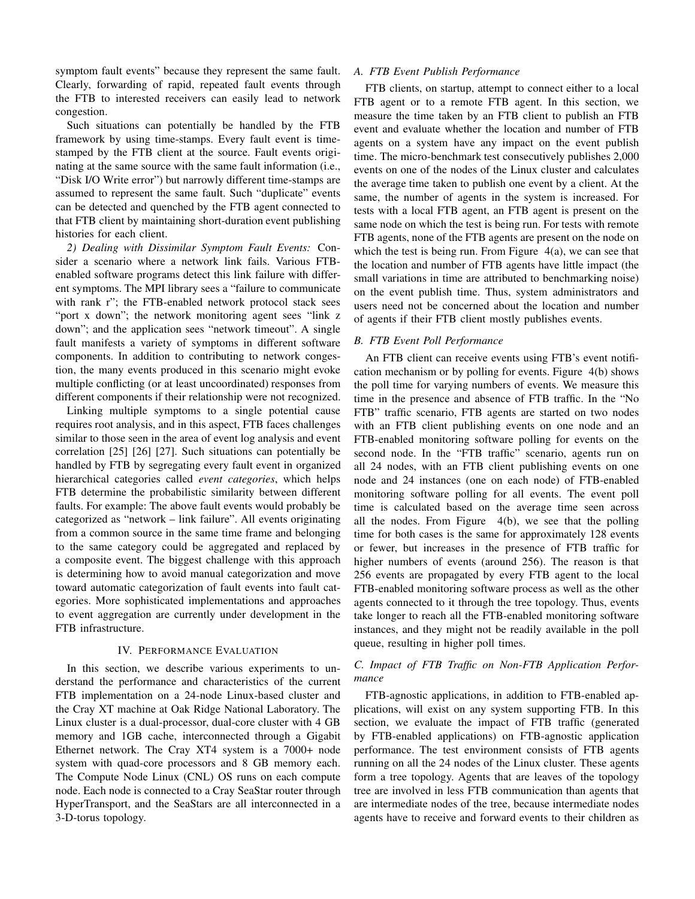symptom fault events" because they represent the same fault. Clearly, forwarding of rapid, repeated fault events through the FTB to interested receivers can easily lead to network congestion.

Such situations can potentially be handled by the FTB framework by using time-stamps. Every fault event is time-stamped by the FTB client at the source. Fault events originating at the same source with the same fault information (i.e., "Disk I/O Write error") but narrowly different time-stamps are assumed to represent the same fault. Such "duplicate" events can be detected and quenched by the FTB agent connected to that FTB client by maintaining short-duration event publishing histories for each client.

*2) Dealing with Dissimilar Symptom Fault Events:* Consider a scenario where a network link fails. Various FTB-enabled software programs detect this link failure with different symptoms. The MPI library sees a "failure to communicate with rank r"; the FTB-enabled network protocol stack sees "port x down"; the network monitoring agent sees "link z down"; and the application sees "network timeout". A single fault manifests a variety of symptoms in different software components. In addition to contributing to network congestion, the many events produced in this scenario might evoke multiple conflicting (or at least uncoordinated) responses from different components if their relationship were not recognized.

Linking multiple symptoms to a single potential cause requires root analysis, and in this aspect, FTB faces challenges similar to those seen in the area of event log analysis and event correlation [25] [26] [27]. Such situations can potentially be handled by FTB by segregating every fault event in organized hierarchical categories called *event categories*, which helps FTB determine the probabilistic similarity between different faults. For example: The above fault events would probably be categorized as "network – link failure". All events originating from a common source in the same time frame and belonging to the same category could be aggregated and replaced by a composite event. The biggest challenge with this approach is determining how to avoid manual categorization and move toward automatic categorization of fault events into fault categories. More sophisticated implementations and approaches to event aggregation are currently under development in the FTB infrastructure.

## IV. Performance Evaluation

In this section, we describe various experiments to understand the performance and characteristics of the current FTB implementation on a 24-node Linux-based cluster and the Cray XT machine at Oak Ridge National Laboratory. The Linux cluster is a dual-processor, dual-core cluster with 4 GB memory and 1GB cache, interconnected through a Gigabit Ethernet network. The Cray XT4 system is a 7000+ node system with quad-core processors and 8 GB memory each. The Compute Node Linux (CNL) OS runs on each compute node. Each node is connected to a Cray SeaStar router through HyperTransport, and the SeaStars are all interconnected in a 3-D-torus topology.

### *A. FTB Event Publish Performance*

FTB clients, on startup, attempt to connect either to a local FTB agent or to a remote FTB agent. In this section, we measure the time taken by an FTB client to publish an FTB event and evaluate whether the location and number of FTB agents on a system have any impact on the event publish time. The micro-benchmark test consecutively publishes 2,000 events on one of the nodes of the Linux cluster and calculates the average time taken to publish one event by a client. At the same, the number of agents in the system is increased. For tests with a local FTB agent, an FTB agent is present on the same node on which the test is being run. For tests with remote FTB agents, none of the FTB agents are present on the node on which the test is being run. From Figure 4(a), we can see that the location and number of FTB agents have little impact (the small variations in time are attributed to benchmarking noise) on the event publish time. Thus, system administrators and users need not be concerned about the location and number of agents if their FTB client mostly publishes events.

### *B. FTB Event Poll Performance*

An FTB client can receive events using FTB's event notification mechanism or by polling for events. Figure 4(b) shows the poll time for varying numbers of events. We measure this time in the presence and absence of FTB traffic. In the "No FTB" traffic scenario, FTB agents are started on two nodes with an FTB client publishing events on one node and an FTB-enabled monitoring software polling for events on the second node. In the "FTB traffic" scenario, agents run on all 24 nodes, with an FTB client publishing events on one node and 24 instances (one on each node) of FTB-enabled monitoring software polling for all events. The event poll time is calculated based on the average time seen across all the nodes. From Figure 4(b), we see that the polling time for both cases is the same for approximately 128 events or fewer, but increases in the presence of FTB traffic for higher numbers of events (around 256). The reason is that 256 events are propagated by every FTB agent to the local FTB-enabled monitoring software process as well as the other agents connected to it through the tree topology. Thus, events take longer to reach all the FTB-enabled monitoring software instances, and they might not be readily available in the poll queue, resulting in higher poll times.

### *C. Impact of FTB Traffic on Non-FTB Application Performance*

FTB-agnostic applications, in addition to FTB-enabled applications, will exist on any system supporting FTB. In this section, we evaluate the impact of FTB traffic (generated by FTB-enabled applications) on FTB-agnostic application performance. The test environment consists of FTB agents running on all the 24 nodes of the Linux cluster. These agents form a tree topology. Agents that are leaves of the topology tree are involved in less FTB communication than agents that are intermediate nodes of the tree, because intermediate nodes agents have to receive and forward events to their children as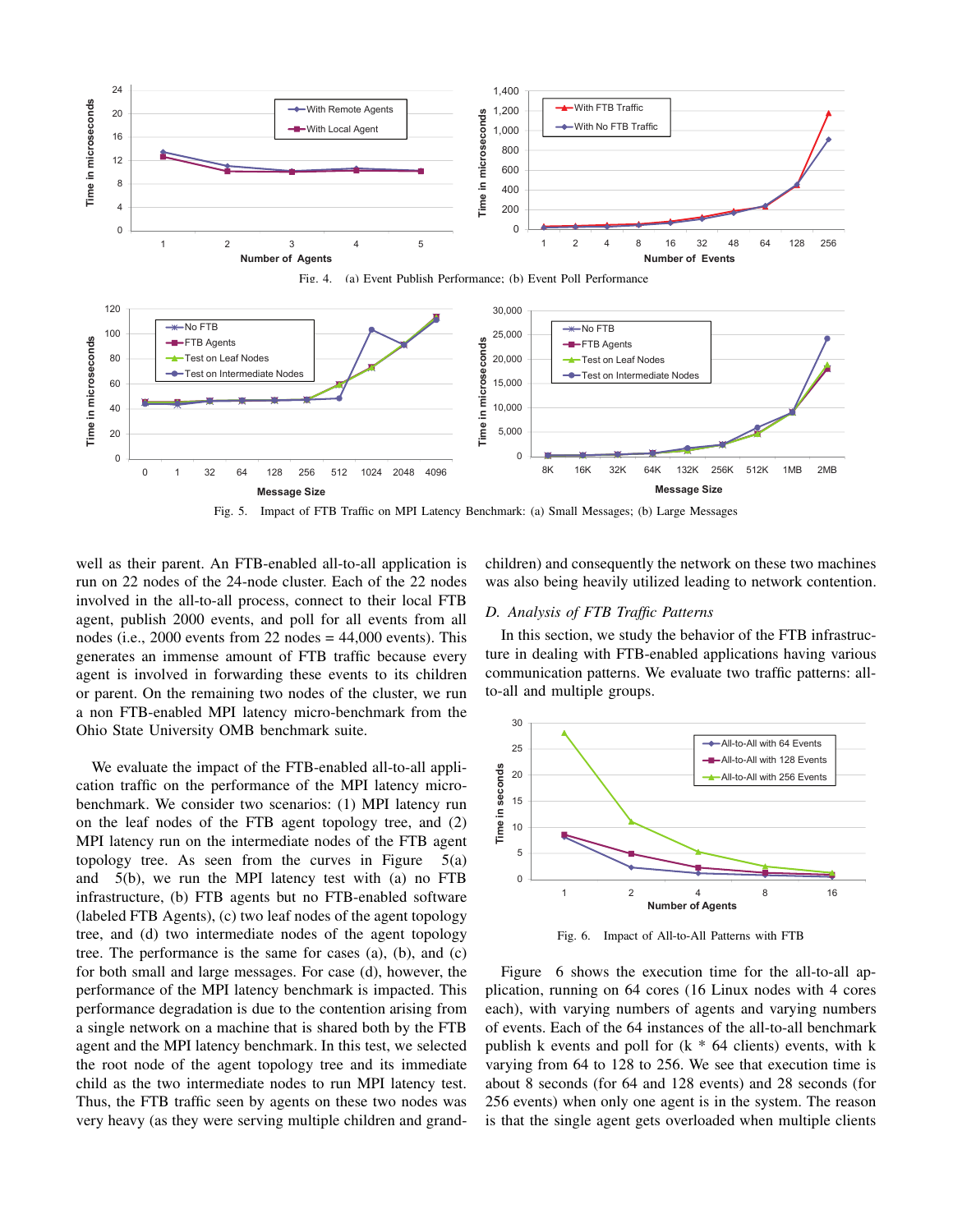Fig. 4. (a) Event Publish Performance; (b) Event Poll Performance

Fig. 5. Impact of FTB Traffic on MPI Latency Benchmark: (a) Small Messages; (b) Large Messages

well as their parent. An FTB-enabled all-to-all application is run on 22 nodes of the 24-node cluster. Each of the 22 nodes involved in the all-to-all process, connect to their local FTB agent, publish 2000 events, and poll for all events from all nodes (i.e., 2000 events from 22 nodes = 44,000 events). This generates an immense amount of FTB traffic because every agent is involved in forwarding these events to its children or parent. On the remaining two nodes of the cluster, we run a non FTB-enabled MPI latency micro-benchmark from the Ohio State University OMB benchmark suite.

We evaluate the impact of the FTB-enabled all-to-all application traffic on the performance of the MPI latency micro-benchmark. We consider two scenarios: (1) MPI latency run on the leaf nodes of the FTB agent topology tree, and (2) MPI latency run on the intermediate nodes of the FTB agent topology tree. As seen from the curves in Figure 5(a) and 5(b), we run the MPI latency test with (a) no FTB infrastructure, (b) FTB agents but no FTB-enabled software (labeled FTB Agents), (c) two leaf nodes of the agent topology tree, and (d) two intermediate nodes of the agent topology tree. The performance is the same for cases (a), (b), and (c) for both small and large messages. For case (d), however, the performance of the MPI latency benchmark is impacted. This performance degradation is due to the contention arising from a single network on a machine that is shared both by the FTB agent and the MPI latency benchmark. In this test, we selected the root node of the agent topology tree and its immediate child as the two intermediate nodes to run MPI latency test. Thus, the FTB traffic seen by agents on these two nodes was very heavy (as they were serving multiple children and grand-children) and consequently the network on these two machines was also being heavily utilized leading to network contention.

### D. Analysis of FTB Traffic Patterns

In this section, we study the behavior of the FTB infrastructure in dealing with FTB-enabled applications having various communication patterns. We evaluate two traffic patterns: all-to-all and multiple groups.

Fig. 6. Impact of All-to-All Patterns with FTB

Figure 6 shows the execution time for the all-to-all application, running on 64 cores (16 Linux nodes with 4 cores each), with varying numbers of agents and varying numbers of events. Each of the 64 instances of the all-to-all benchmark publish k events and poll for (k * 64 clients) events, with k varying from 64 to 128 to 256. We see that execution time is about 8 seconds (for 64 and 128 events) and 28 seconds (for 256 events) when only one agent is in the system. The reason is that the single agent gets overloaded when multiple clients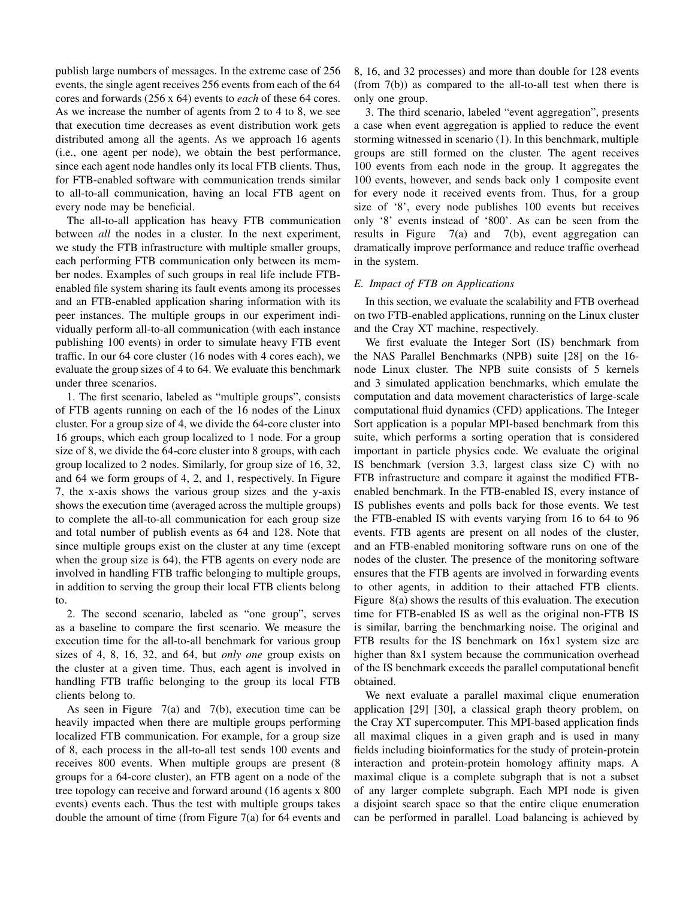publish large numbers of messages. In the extreme case of 256 events, the single agent receives 256 events from each of the 64 cores and forwards (256 x 64) events to *each* of these 64 cores. As we increase the number of agents from 2 to 4 to 8, we see that execution time decreases as event distribution work gets distributed among all the agents. As we approach 16 agents (i.e., one agent per node), we obtain the best performance, since each agent node handles only its local FTB clients. Thus, for FTB-enabled software with communication trends similar to all-to-all communication, having an local FTB agent on every node may be beneficial.

The all-to-all application has heavy FTB communication between *all* the nodes in a cluster. In the next experiment, we study the FTB infrastructure with multiple smaller groups, each performing FTB communication only between its member nodes. Examples of such groups in real life include FTB-enabled file system sharing its fault events among its processes and an FTB-enabled application sharing information with its peer instances. The multiple groups in our experiment individually perform all-to-all communication (with each instance publishing 100 events) in order to simulate heavy FTB event traffic. In our 64 core cluster (16 nodes with 4 cores each), we evaluate the group sizes of 4 to 64. We evaluate this benchmark under three scenarios.

1. The first scenario, labeled as "multiple groups", consists of FTB agents running on each of the 16 nodes of the Linux cluster. For a group size of 4, we divide the 64-core cluster into 16 groups, which each group localized to 1 node. For a group size of 8, we divide the 64-core cluster into 8 groups, with each group localized to 2 nodes. Similarly, for group size of 16, 32, and 64 we form groups of 4, 2, and 1, respectively. In Figure 7, the x-axis shows the various group sizes and the y-axis shows the execution time (averaged across the multiple groups) to complete the all-to-all communication for each group size and total number of publish events as 64 and 128. Note that since multiple groups exist on the cluster at any time (except when the group size is 64), the FTB agents on every node are involved in handling FTB traffic belonging to multiple groups, in addition to serving the group their local FTB clients belong to.

2. The second scenario, labeled as "one group", serves as a baseline to compare the first scenario. We measure the execution time for the all-to-all benchmark for various group sizes of 4, 8, 16, 32, and 64, but *only one* group exists on the cluster at a given time. Thus, each agent is involved in handling FTB traffic belonging to the group its local FTB clients belong to.

As seen in Figure 7(a) and 7(b), execution time can be heavily impacted when there are multiple groups performing localized FTB communication. For example, for a group size of 8, each process in the all-to-all test sends 100 events and receives 800 events. When multiple groups are present (8 groups for a 64-core cluster), an FTB agent on a node of the tree topology can receive and forward around (16 agents x 800 events) events each. Thus the test with multiple groups takes double the amount of time (from Figure 7(a) for 64 events and 8, 16, and 32 processes) and more than double for 128 events (from 7(b)) as compared to the all-to-all test when there is only one group.

3. The third scenario, labeled "event aggregation", presents a case when event aggregation is applied to reduce the event storming witnessed in scenario (1). In this benchmark, multiple groups are still formed on the cluster. The agent receives 100 events from each node in the group. It aggregates the 100 events, however, and sends back only 1 composite event for every node it received events from. Thus, for a group size of '8', every node publishes 100 events but receives only '8' events instead of '800'. As can be seen from the results in Figure 7(a) and 7(b), event aggregation can dramatically improve performance and reduce traffic overhead in the system.

### *E. Impact of FTB on Applications*

In this section, we evaluate the scalability and FTB overhead on two FTB-enabled applications, running on the Linux cluster and the Cray XT machine, respectively.

We first evaluate the Integer Sort (IS) benchmark from the NAS Parallel Benchmarks (NPB) suite [28] on the 16-node Linux cluster. The NPB suite consists of 5 kernels and 3 simulated application benchmarks, which emulate the computation and data movement characteristics of large-scale computational fluid dynamics (CFD) applications. The Integer Sort application is a popular MPI-based benchmark from this suite, which performs a sorting operation that is considered important in particle physics code. We evaluate the original IS benchmark (version 3.3, largest class size C) with no FTB infrastructure and compare it against the modified FTB-enabled benchmark. In the FTB-enabled IS, every instance of IS publishes events and polls back for those events. We test the FTB-enabled IS with events varying from 16 to 64 to 96 events. FTB agents are present on all nodes of the cluster, and an FTB-enabled monitoring software runs on one of the nodes of the cluster. The presence of the monitoring software ensures that the FTB agents are involved in forwarding events to other agents, in addition to their attached FTB clients. Figure 8(a) shows the results of this evaluation. The execution time for FTB-enabled IS as well as the original non-FTB IS is similar, barring the benchmarking noise. The original and FTB results for the IS benchmark on 16x1 system size are higher than 8x1 system because the communication overhead of the IS benchmark exceeds the parallel computational benefit obtained.

We next evaluate a parallel maximal clique enumeration application [29] [30], a classical graph theory problem, on the Cray XT supercomputer. This MPI-based application finds all maximal cliques in a given graph and is used in many fields including bioinformatics for the study of protein-protein interaction and protein-protein homology affinity maps. A maximal clique is a complete subgraph that is not a subset of any larger complete subgraph. Each MPI node is given a disjoint search space so that the entire clique enumeration can be performed in parallel. Load balancing is achieved by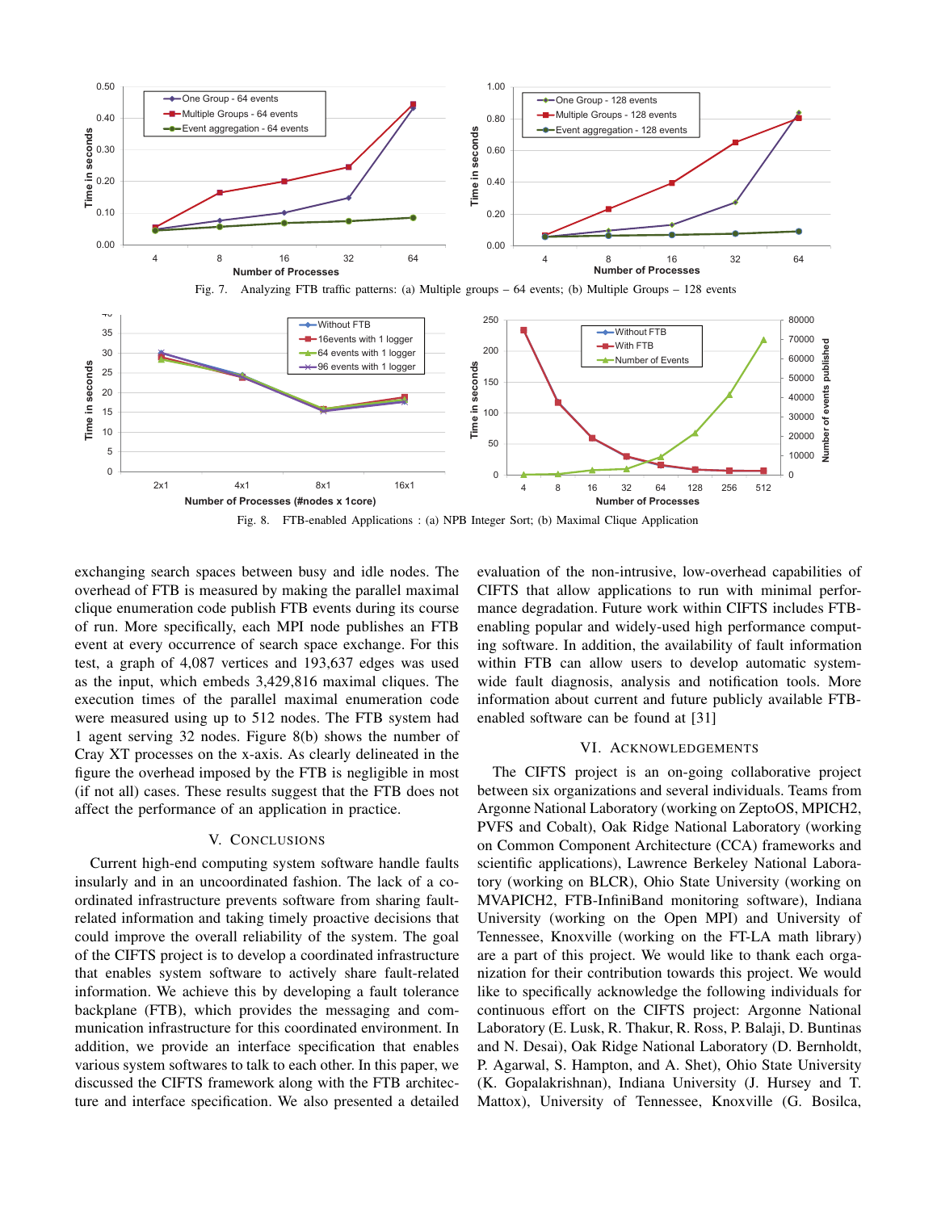Fig. 7. Analyzing FTB traffic patterns: (a) Multiple groups – 64 events; (b) Multiple Groups – 128 events

Fig. 8. FTB-enabled Applications : (a) NPB Integer Sort; (b) Maximal Clique Application

exchanging search spaces between busy and idle nodes. The overhead of FTB is measured by making the parallel maximal clique enumeration code publish FTB events during its course of run. More specifically, each MPI node publishes an FTB event at every occurrence of search space exchange. For this test, a graph of 4,087 vertices and 193,637 edges was used as the input, which embeds 3,429,816 maximal cliques. The execution times of the parallel maximal enumeration code were measured using up to 512 nodes. The FTB system had 1 agent serving 32 nodes. Figure 8(b) shows the number of Cray XT processes on the x-axis. As clearly delineated in the figure the overhead imposed by the FTB is negligible in most (if not all) cases. These results suggest that the FTB does not affect the performance of an application in practice.

## V. Conclusions

Current high-end computing system software handle faults insularly and in an uncoordinated fashion. The lack of a coordinated infrastructure prevents software from sharing fault-related information and taking timely proactive decisions that could improve the overall reliability of the system. The goal of the CIFTS project is to develop a coordinated infrastructure that enables system software to actively share fault-related information. We achieve this by developing a fault tolerance backplane (FTB), which provides the messaging and communication infrastructure for this coordinated environment. In addition, we provide an interface specification that enables various system softwares to talk to each other. In this paper, we discussed the CIFTS framework along with the FTB architecture and interface specification. We also presented a detailed evaluation of the non-intrusive, low-overhead capabilities of CIFTS that allow applications to run with minimal performance degradation. Future work within CIFTS includes FTB-enabling popular and widely-used high performance computing software. In addition, the availability of fault information within FTB can allow users to develop automatic system-wide fault diagnosis, analysis and notification tools. More information about current and future publicly available FTB-enabled software can be found at [31]

## VI. Acknowledgements

The CIFTS project is an on-going collaborative project between six organizations and several individuals. Teams from Argonne National Laboratory (working on ZeptoOS, MPICH2, PVFS and Cobalt), Oak Ridge National Laboratory (working on Common Component Architecture (CCA) frameworks and scientific applications), Lawrence Berkeley National Laboratory (working on BLCR), Ohio State University (working on MVAPICH2, FTB-InfiniBand monitoring software), Indiana University (working on the Open MPI) and University of Tennessee, Knoxville (working on the FT-LA math library) are a part of this project. We would like to thank each organization for their contribution towards this project. We would like to specifically acknowledge the following individuals for continuous effort on the CIFTS project: Argonne National Laboratory (E. Lusk, R. Thakur, R. Ross, P. Balaji, D. Buntinas and N. Desai), Oak Ridge National Laboratory (D. Bernholdt, P. Agarwal, S. Hampton, and A. Shet), Ohio State University (K. Gopalakrishnan), Indiana University (J. Hursey and T. Mattox), University of Tennessee, Knoxville (G. Bosilca,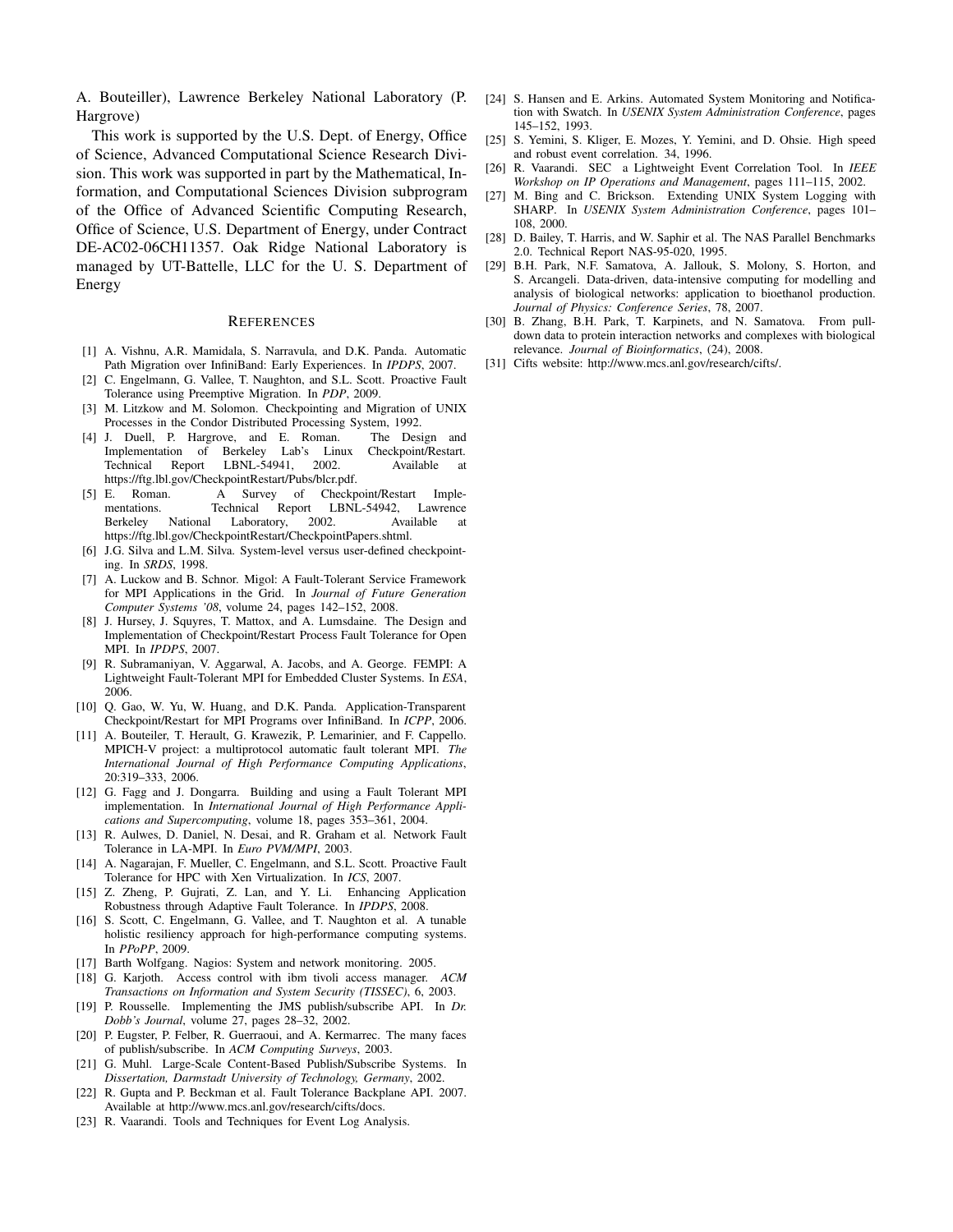A. Bouteiller), Lawrence Berkeley National Laboratory (P. Hargrove)

This work is supported by the U.S. Dept. of Energy, Office of Science, Advanced Computational Science Research Division. This work was supported in part by the Mathematical, Information, and Computational Sciences Division subprogram of the Office of Advanced Scientific Computing Research, Office of Science, U.S. Department of Energy, under Contract DE-AC02-06CH11357. Oak Ridge National Laboratory is managed by UT-Battelle, LLC for the U. S. Department of Energy

## REFERENCES

[1] A. Vishnu, A.R. Mamidala, S. Narravula, and D.K. Panda. Automatic Path Migration over InfiniBand: Early Experiences. In *IPDPS*, 2007.

[2] C. Engelmann, G. Vallee, T. Naughton, and S.L. Scott. Proactive Fault Tolerance using Preemptive Migration. In *PDP*, 2009.

[3] M. Litzkow and M. Solomon. Checkpointing and Migration of UNIX Processes in the Condor Distributed Processing System, 1992.

[4] J. Duell, P. Hargrove, and E. Roman. The Design and Implementation of Berkeley Lab's Linux Checkpoint/Restart. Technical Report LBNL-54941, 2002. Available at https://ftg.lbl.gov/CheckpointRestart/Pubs/blcr.pdf.

[5] E. Roman. A Survey of Checkpoint/Restart Implementations. Technical Report LBNL-54942, Lawrence Berkeley National Laboratory, 2002. Available at https://ftg.lbl.gov/CheckpointRestart/CheckpointPapers.shtml.

[6] J.G. Silva and L.M. Silva. System-level versus user-defined checkpointing. In *SRDS*, 1998.

[7] A. Luckow and B. Schnor. Migol: A Fault-Tolerant Service Framework for MPI Applications in the Grid. In *Journal of Future Generation Computer Systems '08*, volume 24, pages 142–152, 2008.

[8] J. Hursey, J. Squyres, T. Mattox, and A. Lumsdaine. The Design and Implementation of Checkpoint/Restart Process Fault Tolerance for Open MPI. In *IPDPS*, 2007.

[9] R. Subramaniyan, V. Aggarwal, A. Jacobs, and A. George. FEMPI: A Lightweight Fault-Tolerant MPI for Embedded Cluster Systems. In *ESA*, 2006.

[10] Q. Gao, W. Yu, W. Huang, and D.K. Panda. Application-Transparent Checkpoint/Restart for MPI Programs over InfiniBand. In *ICPP*, 2006.

[11] A. Bouteiler, T. Herault, G. Krawezik, P. Lemarinier, and F. Cappello. MPICH-V project: a multiprotocol automatic fault tolerant MPI. *The International Journal of High Performance Computing Applications*, 20:319–333, 2006.

[12] G. Fagg and J. Dongarra. Building and using a Fault Tolerant MPI implementation. In *International Journal of High Performance Applications and Supercomputing*, volume 18, pages 353–361, 2004.

[13] R. Aulwes, D. Daniel, N. Desai, and R. Graham et al. Network Fault Tolerance in LA-MPI. In *Euro PVM/MPI*, 2003.

[14] A. Nagarajan, F. Mueller, C. Engelmann, and S.L. Scott. Proactive Fault Tolerance for HPC with Xen Virtualization. In *ICS*, 2007.

[15] Z. Zheng, P. Gujrati, Z. Lan, and Y. Li. Enhancing Application Robustness through Adaptive Fault Tolerance. In *IPDPS*, 2008.

[16] S. Scott, C. Engelmann, G. Vallee, and T. Naughton et al. A tunable holistic resiliency approach for high-performance computing systems. In *PPoPP*, 2009.

[17] Barth Wolfgang. Nagios: System and network monitoring. 2005.

[18] G. Karjoth. Access control with ibm tivoli access manager. *ACM Transactions on Information and System Security (TISSEC)*, 6, 2003.

[19] P. Rousselle. Implementing the JMS publish/subscribe API. In *Dr. Dobb's Journal*, volume 27, pages 28–32, 2002.

[20] P. Eugster, P. Felber, R. Guerraoui, and A. Kermarrec. The many faces of publish/subscribe. In *ACM Computing Surveys*, 2003.

[21] G. Muhl. Large-Scale Content-Based Publish/Subscribe Systems. In *Dissertation, Darmstadt University of Technology, Germany*, 2002.

[22] R. Gupta and P. Beckman et al. Fault Tolerance Backplane API. 2007. Available at http://www.mcs.anl.gov/research/cifts/docs.

[23] R. Vaarandi. Tools and Techniques for Event Log Analysis.

[24] S. Hansen and E. Arkins. Automated System Monitoring and Notification with Swatch. In *USENIX System Administration Conference*, pages 145–152, 1993.

[25] S. Yemini, S. Kliger, E. Mozes, Y. Yemini, and D. Ohsie. High speed and robust event correlation. 34, 1996.

[26] R. Vaarandi. SEC a Lightweight Event Correlation Tool. In *IEEE Workshop on IP Operations and Management*, pages 111–115, 2002.

[27] M. Bing and C. Brickson. Extending UNIX System Logging with SHARP. In *USENIX System Administration Conference*, pages 101–108, 2000.

[28] D. Bailey, T. Harris, and W. Saphir et al. The NAS Parallel Benchmarks 2.0. Technical Report NAS-95-020, 1995.

[29] B.H. Park, N.F. Samatova, A. Jallouk, S. Molony, S. Horton, and S. Arcangeli. Data-driven, data-intensive computing for modelling and analysis of biological networks: application to bioethanol production. *Journal of Physics: Conference Series*, 78, 2007.

[30] B. Zhang, B.H. Park, T. Karpinets, and N. Samatova. From pull-down data to protein interaction networks and complexes with biological relevance. *Journal of Bioinformatics*, (24), 2008.

[31] Cifts website: http://www.mcs.anl.gov/research/cifts/.